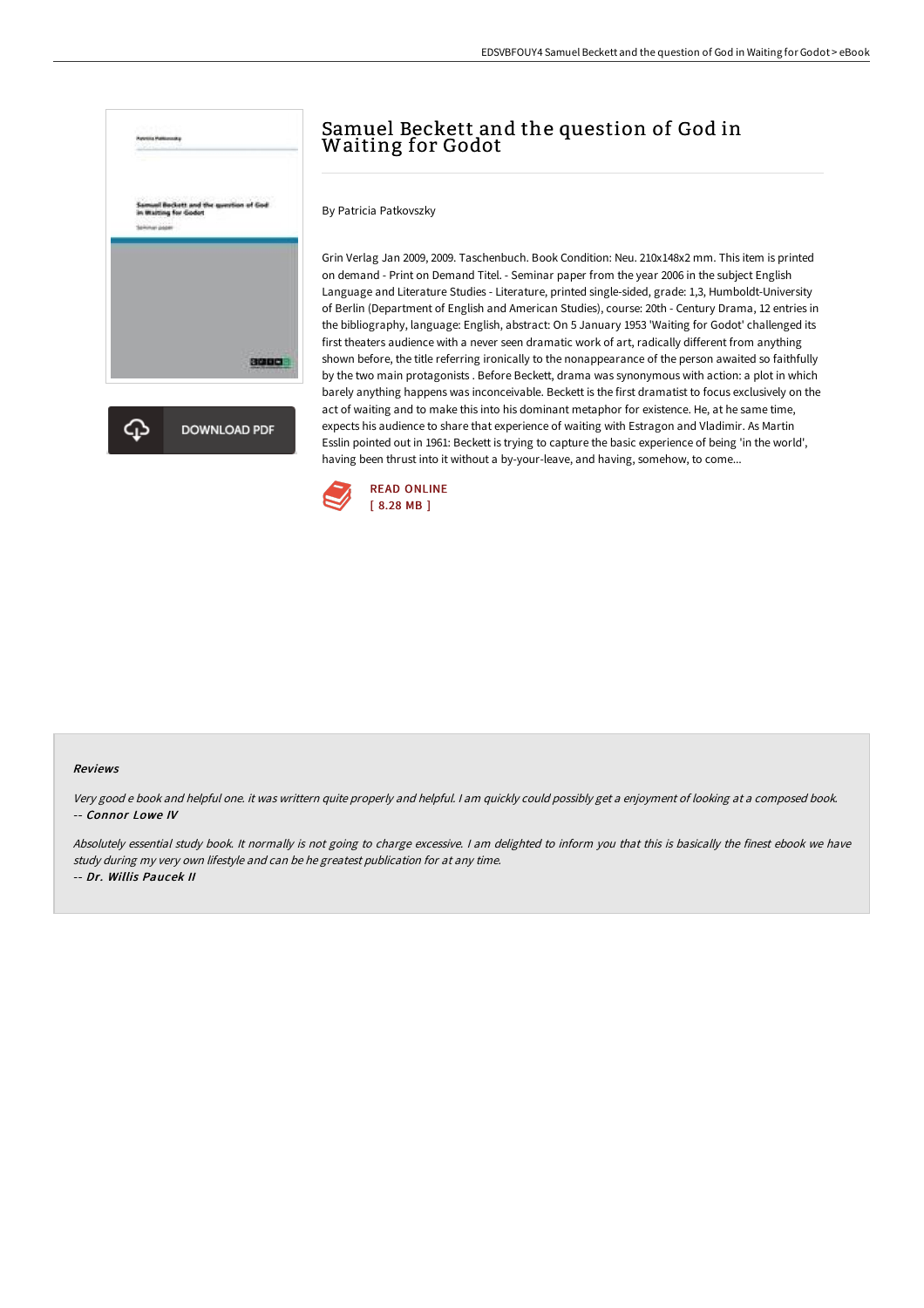# Samuel Beckett and the question of God in Waiting for Godot

By Patricia Patkovszky

Grin Verlag Jan 2009, 2009. Taschenbuch. Book Condition: Neu. 210x148x2 mm. This item is printed on demand - Print on Demand Titel. - Seminar paper from the year 2006 in the subject English Language and Literature Studies - Literature, printed single-sided, grade: 1,3, Humboldt-University of Berlin (Department of English and American Studies), course: 20th - Century Drama, 12 entries in the bibliography, language: English, abstract: On 5 January 1953 'Waiting for Godot' challenged its first theaters audience with a never seen dramatic work of art, radically different from anything shown before, the title referring ironically to the nonappearance of the person awaited so faithfully by the two main protagonists . Before Beckett, drama was synonymous with action: a plot in which barely anything happens was inconceivable. Beckett is the first dramatist to focus exclusively on the act of waiting and to make this into his dominant metaphor for existence. He, at he same time, expects his audience to share that experience of waiting with Estragon and Vladimir. As Martin Esslin pointed out in 1961: Beckett is trying to capture the basic experience of being 'in the world', having been thrust into it without a by-your-leave, and having, somehow, to come...

DOWNLOAD PDF

READ ONLINE
[ 8.28 MB ]

#### Reviews

*Very good e book and helpful one. it was writtern quite properly and helpful. I am quickly could possibly get a enjoyment of looking at a composed book.*
-- ***Connor Lowe IV***

*Absolutely essential study book. It normally is not going to charge excessive. I am delighted to inform you that this is basically the finest ebook we have study during my very own lifestyle and can be he greatest publication for at any time.*
-- ***Dr. Willis Paucek II***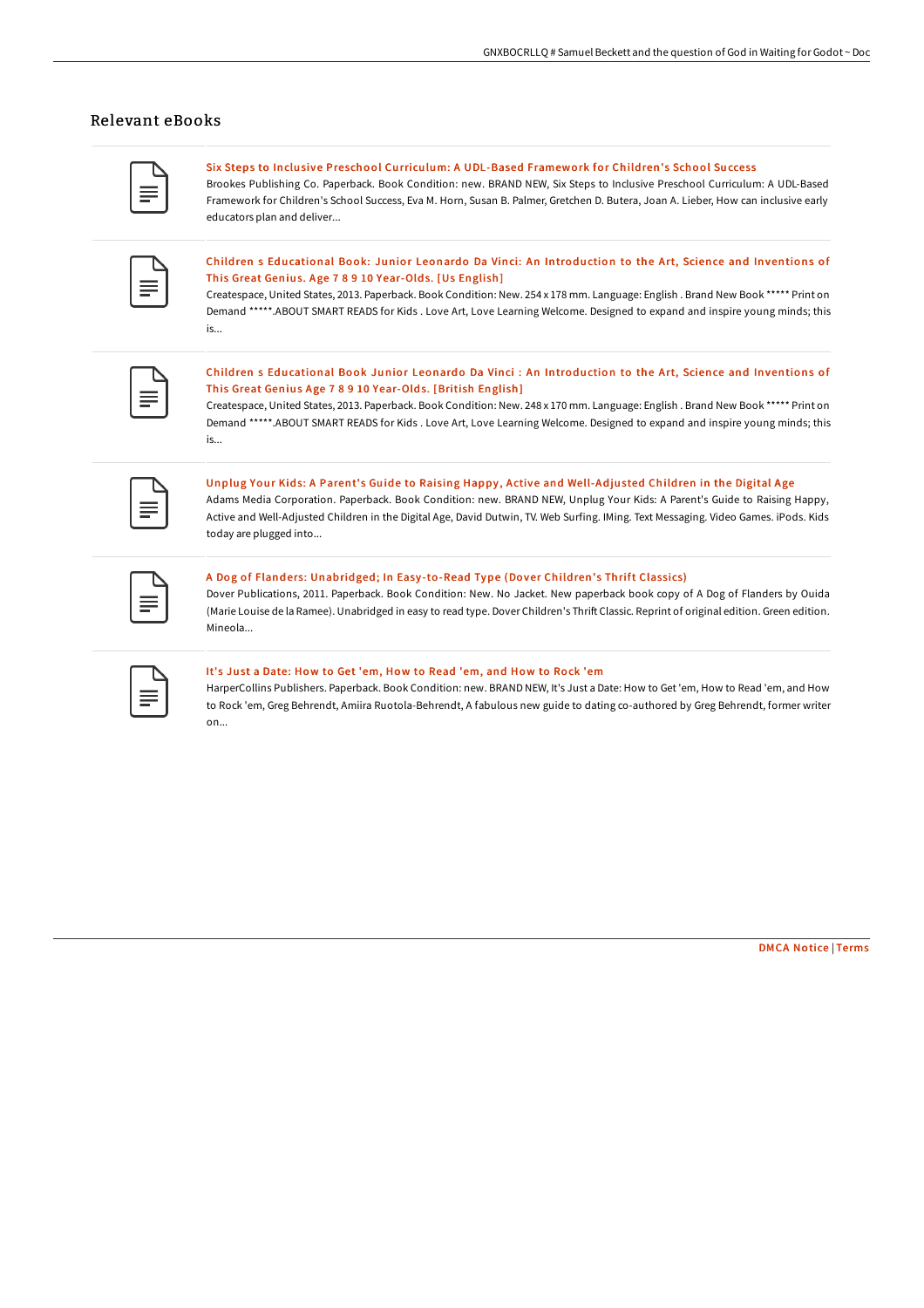## Relevant eBooks

**Six Steps to Inclusive Preschool Curriculum: A UDL-Based Framework for Children's School Success**

Brookes Publishing Co. Paperback. Book Condition: new. BRAND NEW, Six Steps to Inclusive Preschool Curriculum: A UDL-Based Framework for Children's School Success, Eva M. Horn, Susan B. Palmer, Gretchen D. Butera, Joan A. Lieber, How can inclusive early educators plan and deliver...

**Children s Educational Book: Junior Leonardo Da Vinci: An Introduction to the Art, Science and Inventions of This Great Genius. Age 7 8 9 10 Year-Olds. [Us English]**

Createspace, United States, 2013. Paperback. Book Condition: New. 254 x 178 mm. Language: English . Brand New Book ***** Print on Demand *****.ABOUT SMART READS for Kids . Love Art, Love Learning Welcome. Designed to expand and inspire young minds; this is...

**Children s Educational Book Junior Leonardo Da Vinci : An Introduction to the Art, Science and Inventions of This Great Genius Age 7 8 9 10 Year-Olds. [British English]**

Createspace, United States, 2013. Paperback. Book Condition: New. 248 x 170 mm. Language: English . Brand New Book ***** Print on Demand *****.ABOUT SMART READS for Kids . Love Art, Love Learning Welcome. Designed to expand and inspire young minds; this is...

**Unplug Your Kids: A Parent's Guide to Raising Happy, Active and Well-Adjusted Children in the Digital Age**

Adams Media Corporation. Paperback. Book Condition: new. BRAND NEW, Unplug Your Kids: A Parent's Guide to Raising Happy, Active and Well-Adjusted Children in the Digital Age, David Dutwin, TV. Web Surfing. IMing. Text Messaging. Video Games. iPods. Kids today are plugged into...

**A Dog of Flanders: Unabridged; In Easy-to-Read Type (Dover Children's Thrift Classics)**

Dover Publications, 2011. Paperback. Book Condition: New. No Jacket. New paperback book copy of A Dog of Flanders by Ouida (Marie Louise de la Ramee). Unabridged in easy to read type. Dover Children's Thrift Classic. Reprint of original edition. Green edition. Mineola...

**It's Just a Date: How to Get 'em, How to Read 'em, and How to Rock 'em**

HarperCollins Publishers. Paperback. Book Condition: new. BRAND NEW, It's Just a Date: How to Get 'em, How to Read 'em, and How to Rock 'em, Greg Behrendt, Amiira Ruotola-Behrendt, A fabulous new guide to dating co-authored by Greg Behrendt, former writer on...